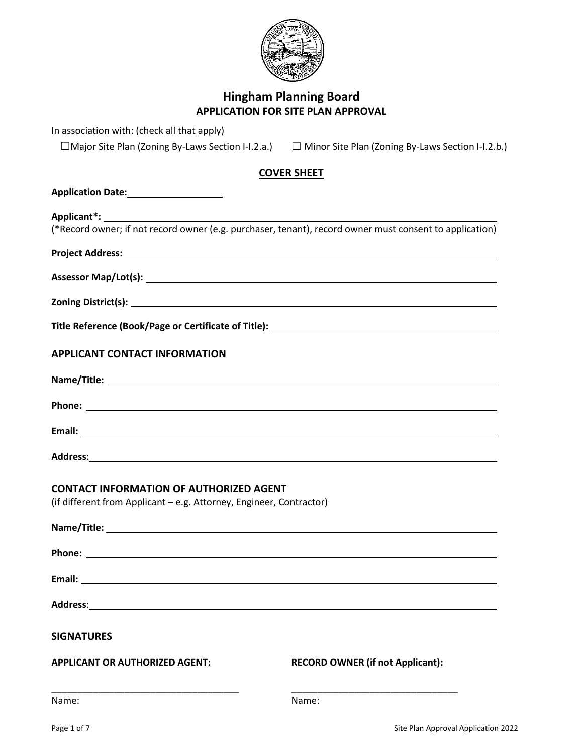# Hingham Planning Board

## APPLICATION FOR SITE PLAN APPROVAL

In association with: (check all that apply)

☐Major Site Plan (Zoning By-Laws Section I-I.2.a.) ☐ Minor Site Plan (Zoning By-Laws Section I-I.2.b.)

### COVER SHEET

**Application Date:** ____________________

**Applicant*:** ____________________
(*Record owner; if not record owner (e.g. purchaser, tenant), record owner must consent to application)

**Project Address:** ____________________

**Assessor Map/Lot(s):** ____________________

**Zoning District(s):** ____________________

**Title Reference (Book/Page or Certificate of Title):** ____________________

### APPLICANT CONTACT INFORMATION

**Name/Title:** ____________________

**Phone:** ____________________

**Email:** ____________________

**Address**: ____________________

### CONTACT INFORMATION OF AUTHORIZED AGENT

(if different from Applicant – e.g. Attorney, Engineer, Contractor)

**Name/Title:** ____________________

**Phone:** ____________________

**Email:** ____________________

**Address**: ____________________

### SIGNATURES

**APPLICANT OR AUTHORIZED AGENT:**

_____________________________________

Name:

**RECORD OWNER (if not Applicant):**

_________________________________

Name: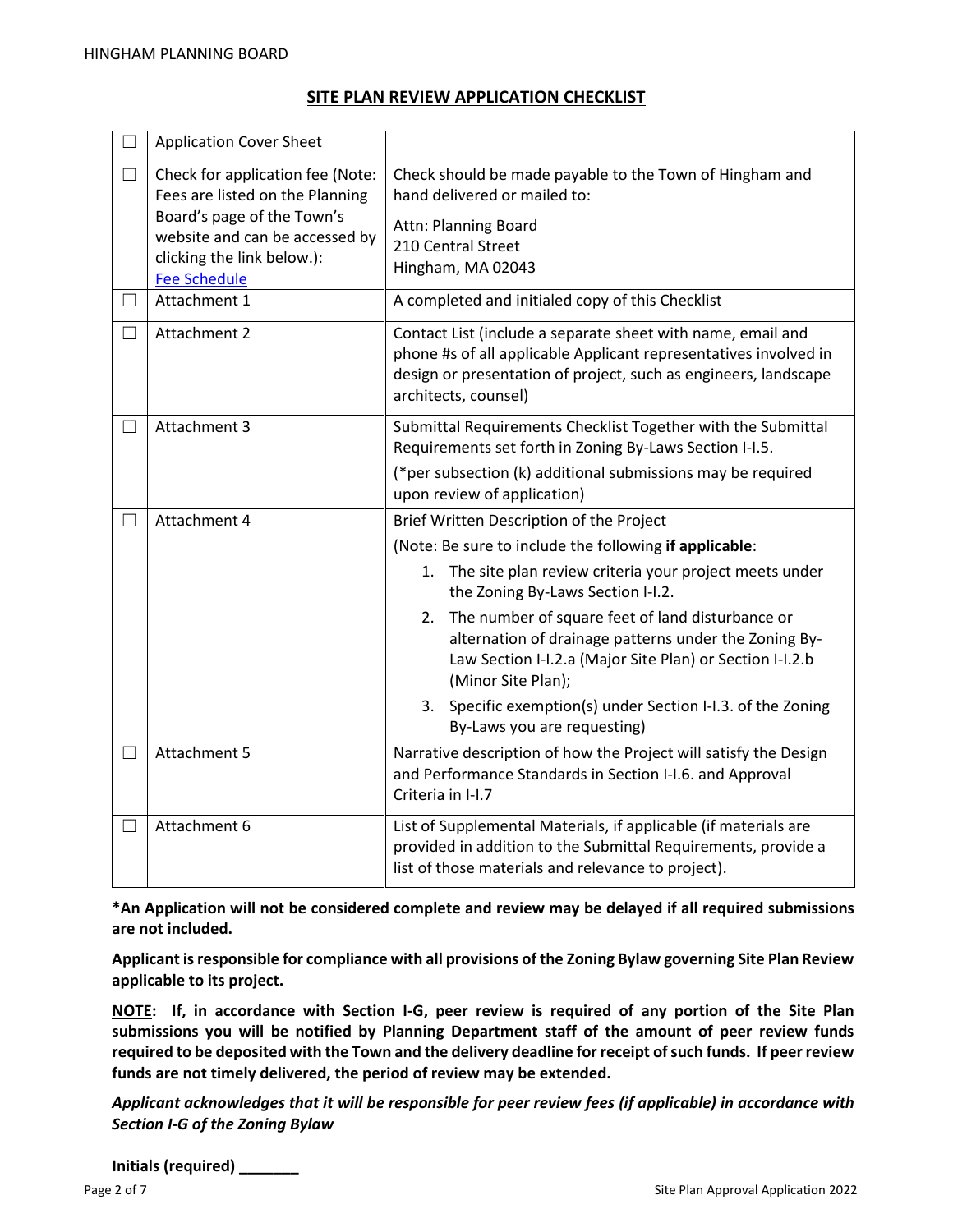## SITE PLAN REVIEW APPLICATION CHECKLIST

| | | |
|---|---|---|
| ☐ | Application Cover Sheet | |
| ☐ | Check for application fee (Note: Fees are listed on the Planning Board's page of the Town's website and can be accessed by clicking the link below.): [Fee Schedule] | Check should be made payable to the Town of Hingham and hand delivered or mailed to:<br>Attn: Planning Board<br>210 Central Street<br>Hingham, MA 02043 |
| ☐ | Attachment 1 | A completed and initialed copy of this Checklist |
| ☐ | Attachment 2 | Contact List (include a separate sheet with name, email and phone #s of all applicable Applicant representatives involved in design or presentation of project, such as engineers, landscape architects, counsel) |
| ☐ | Attachment 3 | Submittal Requirements Checklist Together with the Submittal Requirements set forth in Zoning By-Laws Section I-I.5.<br>(*per subsection (k) additional submissions may be required upon review of application) |
| ☐ | Attachment 4 | Brief Written Description of the Project<br>(Note: Be sure to include the following **if applicable**:<br>1. The site plan review criteria your project meets under the Zoning By-Laws Section I-I.2.<br>2. The number of square feet of land disturbance or alternation of drainage patterns under the Zoning By-Law Section I-I.2.a (Major Site Plan) or Section I-I.2.b (Minor Site Plan);<br>3. Specific exemption(s) under Section I-I.3. of the Zoning By-Laws you are requesting) |
| ☐ | Attachment 5 | Narrative description of how the Project will satisfy the Design and Performance Standards in Section I-I.6. and Approval Criteria in I-I.7 |
| ☐ | Attachment 6 | List of Supplemental Materials, if applicable (if materials are provided in addition to the Submittal Requirements, provide a list of those materials and relevance to project). |

**\*An Application will not be considered complete and review may be delayed if all required submissions are not included.**

**Applicant is responsible for compliance with all provisions of the Zoning Bylaw governing Site Plan Review applicable to its project.**

**<u>NOTE</u>: If, in accordance with Section I-G, peer review is required of any portion of the Site Plan submissions you will be notified by Planning Department staff of the amount of peer review funds required to be deposited with the Town and the delivery deadline for receipt of such funds. If peer review funds are not timely delivered, the period of review may be extended.**

***Applicant acknowledges that it will be responsible for peer review fees (if applicable) in accordance with Section I-G of the Zoning Bylaw***

**Initials (required) _______**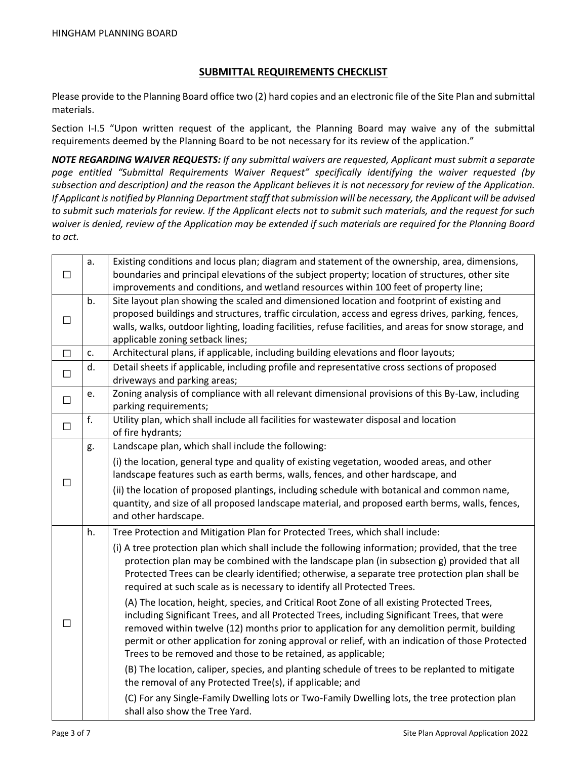## SUBMITTAL REQUIREMENTS CHECKLIST

Please provide to the Planning Board office two (2) hard copies and an electronic file of the Site Plan and submittal materials.

Section I-I.5 "Upon written request of the applicant, the Planning Board may waive any of the submittal requirements deemed by the Planning Board to be not necessary for its review of the application."

***NOTE REGARDING WAIVER REQUESTS:*** *If any submittal waivers are requested, Applicant must submit a separate page entitled "Submittal Requirements Waiver Request" specifically identifying the waiver requested (by subsection and description) and the reason the Applicant believes it is not necessary for review of the Application. If Applicant is notified by Planning Department staff that submission will be necessary, the Applicant will be advised to submit such materials for review. If the Applicant elects not to submit such materials, and the request for such waiver is denied, review of the Application may be extended if such materials are required for the Planning Board to act.*

| | | |
|---|---|---|
| ☐ | a. | Existing conditions and locus plan; diagram and statement of the ownership, area, dimensions, boundaries and principal elevations of the subject property; location of structures, other site improvements and conditions, and wetland resources within 100 feet of property line; |
| ☐ | b. | Site layout plan showing the scaled and dimensioned location and footprint of existing and proposed buildings and structures, traffic circulation, access and egress drives, parking, fences, walls, walks, outdoor lighting, loading facilities, refuse facilities, and areas for snow storage, and applicable zoning setback lines; |
| ☐ | c. | Architectural plans, if applicable, including building elevations and floor layouts; |
| ☐ | d. | Detail sheets if applicable, including profile and representative cross sections of proposed driveways and parking areas; |
| ☐ | e. | Zoning analysis of compliance with all relevant dimensional provisions of this By-Law, including parking requirements; |
| ☐ | f. | Utility plan, which shall include all facilities for wastewater disposal and location of fire hydrants; |
| ☐ | g. | Landscape plan, which shall include the following:<br><br>(i) the location, general type and quality of existing vegetation, wooded areas, and other landscape features such as earth berms, walls, fences, and other hardscape, and<br><br>(ii) the location of proposed plantings, including schedule with botanical and common name, quantity, and size of all proposed landscape material, and proposed earth berms, walls, fences, and other hardscape. |
| ☐ | h. | Tree Protection and Mitigation Plan for Protected Trees, which shall include:<br><br>(i) A tree protection plan which shall include the following information; provided, that the tree protection plan may be combined with the landscape plan (in subsection g) provided that all Protected Trees can be clearly identified; otherwise, a separate tree protection plan shall be required at such scale as is necessary to identify all Protected Trees.<br><br>(A) The location, height, species, and Critical Root Zone of all existing Protected Trees, including Significant Trees, and all Protected Trees, including Significant Trees, that were removed within twelve (12) months prior to application for any demolition permit, building permit or other application for zoning approval or relief, with an indication of those Protected Trees to be removed and those to be retained, as applicable;<br><br>(B) The location, caliper, species, and planting schedule of trees to be replanted to mitigate the removal of any Protected Tree(s), if applicable; and<br><br>(C) For any Single-Family Dwelling lots or Two-Family Dwelling lots, the tree protection plan shall also show the Tree Yard. |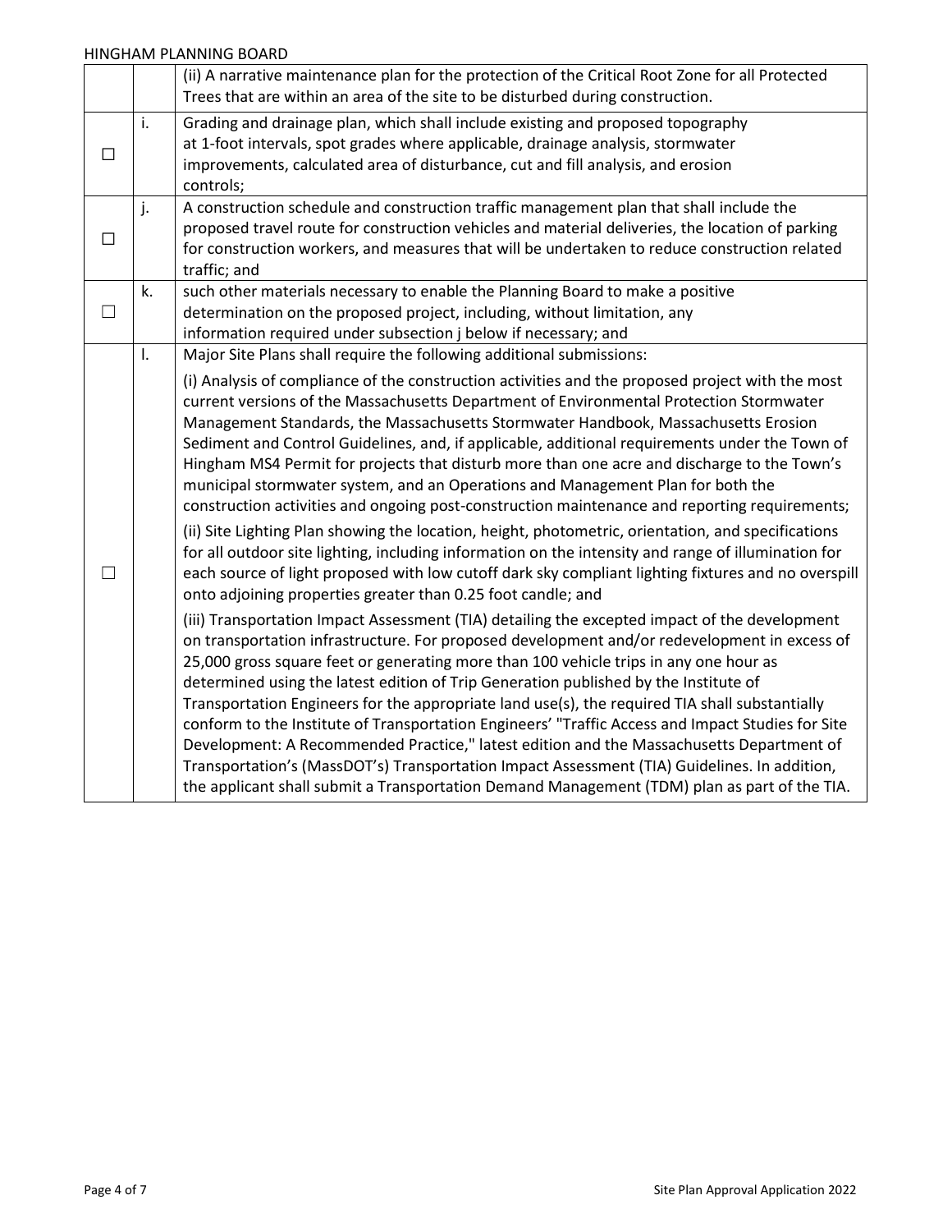| | | |
|---|---|---|
| | | (ii) A narrative maintenance plan for the protection of the Critical Root Zone for all Protected Trees that are within an area of the site to be disturbed during construction. |
| ☐ | i. | Grading and drainage plan, which shall include existing and proposed topography at 1-foot intervals, spot grades where applicable, drainage analysis, stormwater improvements, calculated area of disturbance, cut and fill analysis, and erosion controls; |
| ☐ | j. | A construction schedule and construction traffic management plan that shall include the proposed travel route for construction vehicles and material deliveries, the location of parking for construction workers, and measures that will be undertaken to reduce construction related traffic; and |
| ☐ | k. | such other materials necessary to enable the Planning Board to make a positive determination on the proposed project, including, without limitation, any information required under subsection j below if necessary; and |
| ☐ | l. | Major Site Plans shall require the following additional submissions:<br><br>(i) Analysis of compliance of the construction activities and the proposed project with the most current versions of the Massachusetts Department of Environmental Protection Stormwater Management Standards, the Massachusetts Stormwater Handbook, Massachusetts Erosion Sediment and Control Guidelines, and, if applicable, additional requirements under the Town of Hingham MS4 Permit for projects that disturb more than one acre and discharge to the Town's municipal stormwater system, and an Operations and Management Plan for both the construction activities and ongoing post-construction maintenance and reporting requirements;<br><br>(ii) Site Lighting Plan showing the location, height, photometric, orientation, and specifications for all outdoor site lighting, including information on the intensity and range of illumination for each source of light proposed with low cutoff dark sky compliant lighting fixtures and no overspill onto adjoining properties greater than 0.25 foot candle; and<br><br>(iii) Transportation Impact Assessment (TIA) detailing the excepted impact of the development on transportation infrastructure. For proposed development and/or redevelopment in excess of 25,000 gross square feet or generating more than 100 vehicle trips in any one hour as determined using the latest edition of Trip Generation published by the Institute of Transportation Engineers for the appropriate land use(s), the required TIA shall substantially conform to the Institute of Transportation Engineers' "Traffic Access and Impact Studies for Site Development: A Recommended Practice," latest edition and the Massachusetts Department of Transportation's (MassDOT's) Transportation Impact Assessment (TIA) Guidelines. In addition, the applicant shall submit a Transportation Demand Management (TDM) plan as part of the TIA. |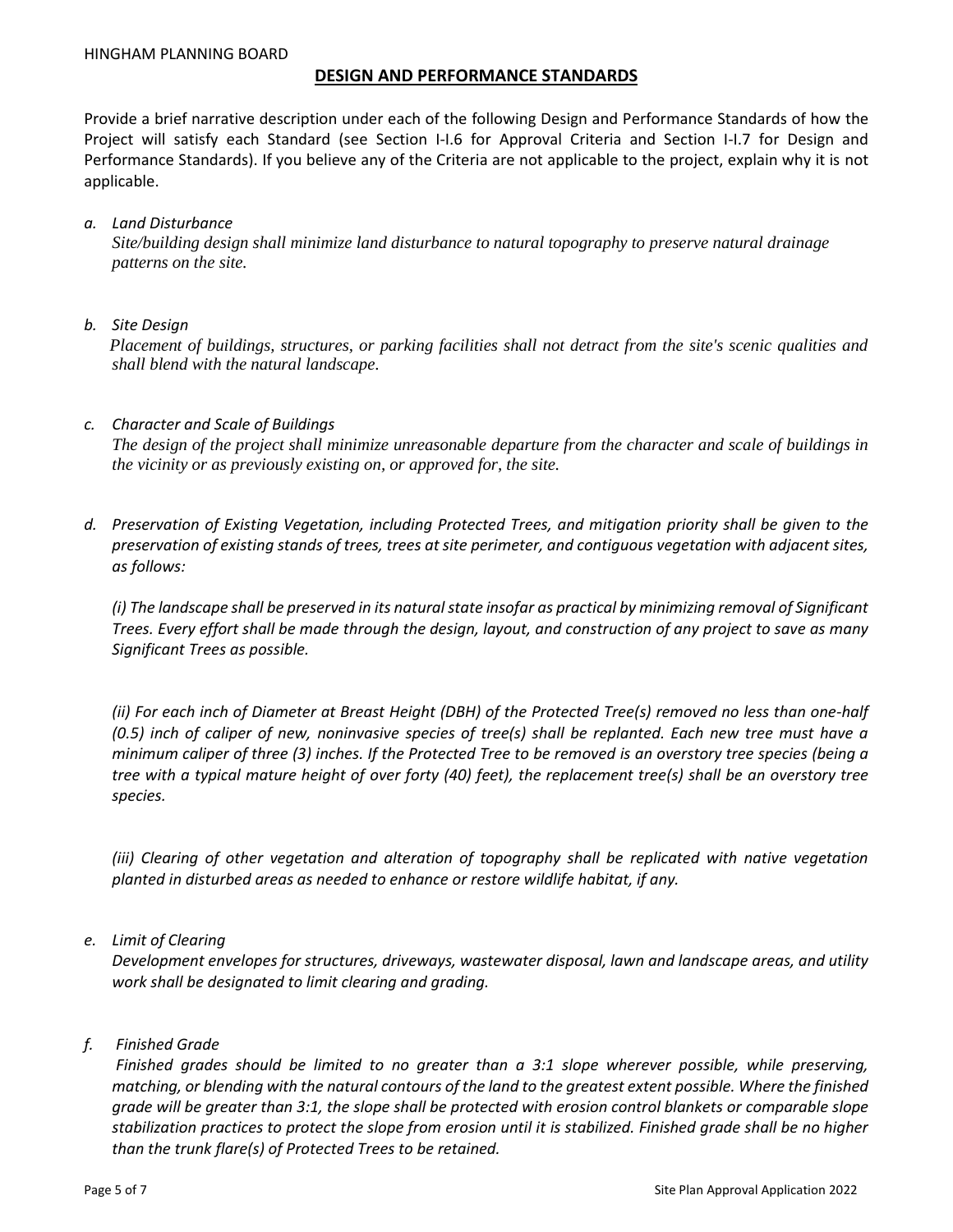HINGHAM PLANNING BOARD

## DESIGN AND PERFORMANCE STANDARDS

Provide a brief narrative description under each of the following Design and Performance Standards of how the Project will satisfy each Standard (see Section I-I.6 for Approval Criteria and Section I-I.7 for Design and Performance Standards). If you believe any of the Criteria are not applicable to the project, explain why it is not applicable.

a. *Land Disturbance*
   *Site/building design shall minimize land disturbance to natural topography to preserve natural drainage patterns on the site.*

b. *Site Design*
   *Placement of buildings, structures, or parking facilities shall not detract from the site's scenic qualities and shall blend with the natural landscape.*

c. *Character and Scale of Buildings*
   *The design of the project shall minimize unreasonable departure from the character and scale of buildings in the vicinity or as previously existing on, or approved for, the site.*

d. *Preservation of Existing Vegetation, including Protected Trees, and mitigation priority shall be given to the preservation of existing stands of trees, trees at site perimeter, and contiguous vegetation with adjacent sites, as follows:*

   *(i) The landscape shall be preserved in its natural state insofar as practical by minimizing removal of Significant Trees. Every effort shall be made through the design, layout, and construction of any project to save as many Significant Trees as possible.*

   *(ii) For each inch of Diameter at Breast Height (DBH) of the Protected Tree(s) removed no less than one-half (0.5) inch of caliper of new, noninvasive species of tree(s) shall be replanted. Each new tree must have a minimum caliper of three (3) inches. If the Protected Tree to be removed is an overstory tree species (being a tree with a typical mature height of over forty (40) feet), the replacement tree(s) shall be an overstory tree species.*

   *(iii) Clearing of other vegetation and alteration of topography shall be replicated with native vegetation planted in disturbed areas as needed to enhance or restore wildlife habitat, if any.*

e. *Limit of Clearing*
   *Development envelopes for structures, driveways, wastewater disposal, lawn and landscape areas, and utility work shall be designated to limit clearing and grading.*

f. *Finished Grade*
   *Finished grades should be limited to no greater than a 3:1 slope wherever possible, while preserving, matching, or blending with the natural contours of the land to the greatest extent possible. Where the finished grade will be greater than 3:1, the slope shall be protected with erosion control blankets or comparable slope stabilization practices to protect the slope from erosion until it is stabilized. Finished grade shall be no higher than the trunk flare(s) of Protected Trees to be retained.*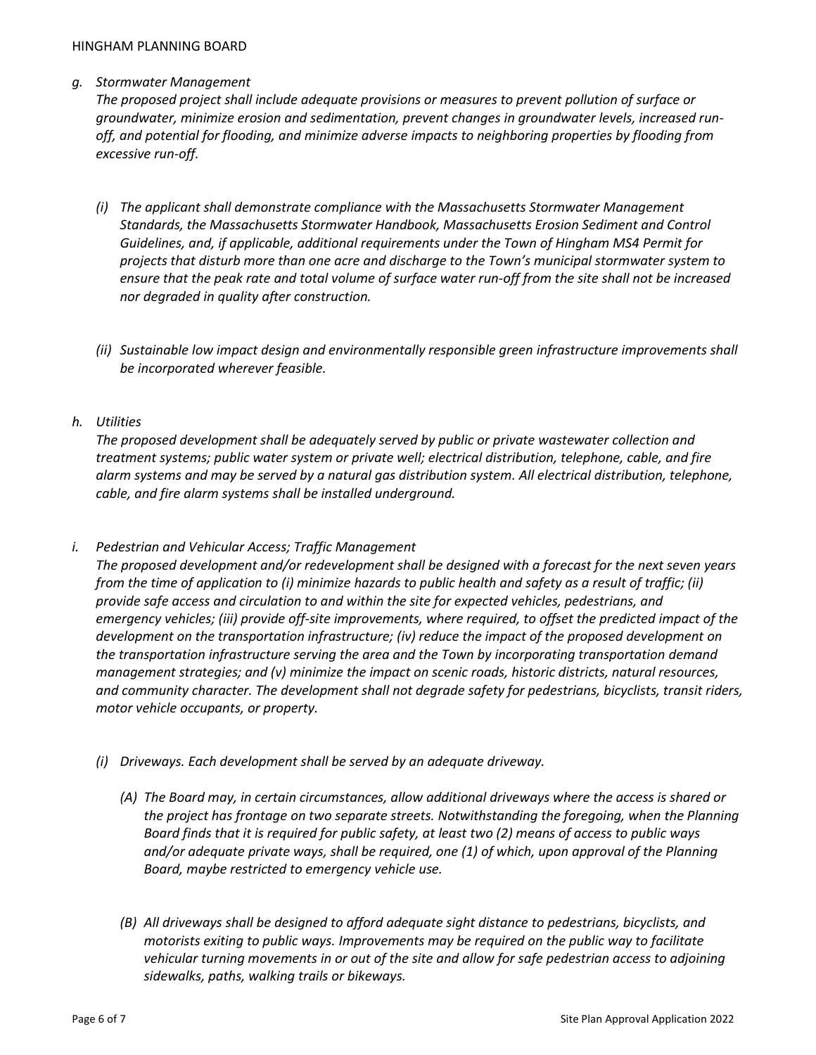*g. Stormwater Management*

*The proposed project shall include adequate provisions or measures to prevent pollution of surface or groundwater, minimize erosion and sedimentation, prevent changes in groundwater levels, increased run-off, and potential for flooding, and minimize adverse impacts to neighboring properties by flooding from excessive run-off.*

*(i) The applicant shall demonstrate compliance with the Massachusetts Stormwater Management Standards, the Massachusetts Stormwater Handbook, Massachusetts Erosion Sediment and Control Guidelines, and, if applicable, additional requirements under the Town of Hingham MS4 Permit for projects that disturb more than one acre and discharge to the Town's municipal stormwater system to ensure that the peak rate and total volume of surface water run-off from the site shall not be increased nor degraded in quality after construction.*

*(ii) Sustainable low impact design and environmentally responsible green infrastructure improvements shall be incorporated wherever feasible.*

*h. Utilities*

*The proposed development shall be adequately served by public or private wastewater collection and treatment systems; public water system or private well; electrical distribution, telephone, cable, and fire alarm systems and may be served by a natural gas distribution system. All electrical distribution, telephone, cable, and fire alarm systems shall be installed underground.*

*i. Pedestrian and Vehicular Access; Traffic Management*

*The proposed development and/or redevelopment shall be designed with a forecast for the next seven years from the time of application to (i) minimize hazards to public health and safety as a result of traffic; (ii) provide safe access and circulation to and within the site for expected vehicles, pedestrians, and emergency vehicles; (iii) provide off-site improvements, where required, to offset the predicted impact of the development on the transportation infrastructure; (iv) reduce the impact of the proposed development on the transportation infrastructure serving the area and the Town by incorporating transportation demand management strategies; and (v) minimize the impact on scenic roads, historic districts, natural resources, and community character. The development shall not degrade safety for pedestrians, bicyclists, transit riders, motor vehicle occupants, or property.*

*(i) Driveways. Each development shall be served by an adequate driveway.*

*(A) The Board may, in certain circumstances, allow additional driveways where the access is shared or the project has frontage on two separate streets. Notwithstanding the foregoing, when the Planning Board finds that it is required for public safety, at least two (2) means of access to public ways and/or adequate private ways, shall be required, one (1) of which, upon approval of the Planning Board, maybe restricted to emergency vehicle use.*

*(B) All driveways shall be designed to afford adequate sight distance to pedestrians, bicyclists, and motorists exiting to public ways. Improvements may be required on the public way to facilitate vehicular turning movements in or out of the site and allow for safe pedestrian access to adjoining sidewalks, paths, walking trails or bikeways.*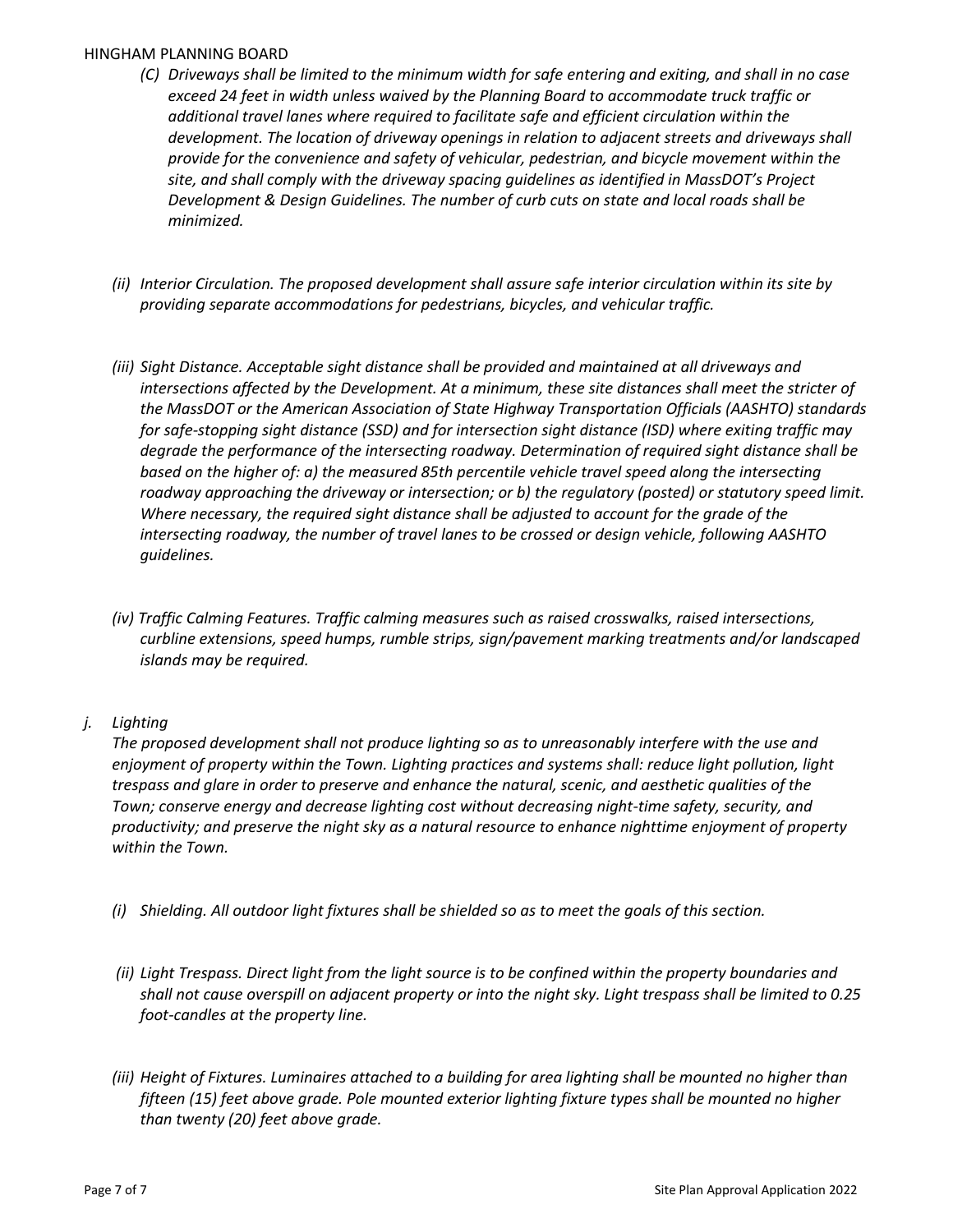*(C) Driveways shall be limited to the minimum width for safe entering and exiting, and shall in no case exceed 24 feet in width unless waived by the Planning Board to accommodate truck traffic or additional travel lanes where required to facilitate safe and efficient circulation within the development. The location of driveway openings in relation to adjacent streets and driveways shall provide for the convenience and safety of vehicular, pedestrian, and bicycle movement within the site, and shall comply with the driveway spacing guidelines as identified in MassDOT's Project Development & Design Guidelines. The number of curb cuts on state and local roads shall be minimized.*

*(ii) Interior Circulation. The proposed development shall assure safe interior circulation within its site by providing separate accommodations for pedestrians, bicycles, and vehicular traffic.*

*(iii) Sight Distance. Acceptable sight distance shall be provided and maintained at all driveways and intersections affected by the Development. At a minimum, these site distances shall meet the stricter of the MassDOT or the American Association of State Highway Transportation Officials (AASHTO) standards for safe-stopping sight distance (SSD) and for intersection sight distance (ISD) where exiting traffic may degrade the performance of the intersecting roadway. Determination of required sight distance shall be based on the higher of: a) the measured 85th percentile vehicle travel speed along the intersecting roadway approaching the driveway or intersection; or b) the regulatory (posted) or statutory speed limit. Where necessary, the required sight distance shall be adjusted to account for the grade of the intersecting roadway, the number of travel lanes to be crossed or design vehicle, following AASHTO guidelines.*

*(iv) Traffic Calming Features. Traffic calming measures such as raised crosswalks, raised intersections, curbline extensions, speed humps, rumble strips, sign/pavement marking treatments and/or landscaped islands may be required.*

*j. Lighting*

*The proposed development shall not produce lighting so as to unreasonably interfere with the use and enjoyment of property within the Town. Lighting practices and systems shall: reduce light pollution, light trespass and glare in order to preserve and enhance the natural, scenic, and aesthetic qualities of the Town; conserve energy and decrease lighting cost without decreasing night-time safety, security, and productivity; and preserve the night sky as a natural resource to enhance nighttime enjoyment of property within the Town.*

*(i) Shielding. All outdoor light fixtures shall be shielded so as to meet the goals of this section.*

*(ii) Light Trespass. Direct light from the light source is to be confined within the property boundaries and shall not cause overspill on adjacent property or into the night sky. Light trespass shall be limited to 0.25 foot-candles at the property line.*

*(iii) Height of Fixtures. Luminaires attached to a building for area lighting shall be mounted no higher than fifteen (15) feet above grade. Pole mounted exterior lighting fixture types shall be mounted no higher than twenty (20) feet above grade.*